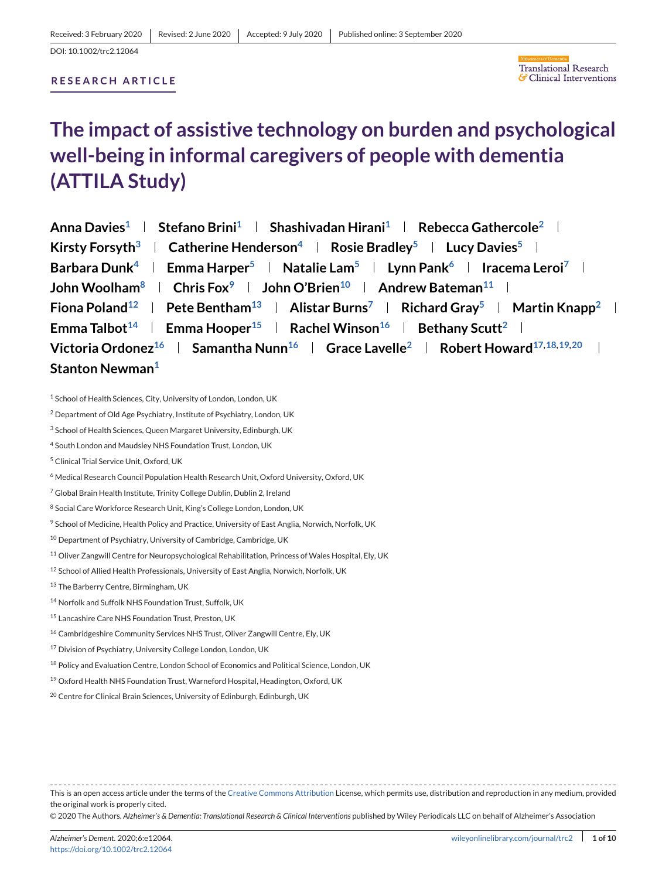Received: 3 February 2020 | Revised: 2 June 2020 | Accepted: 9 July 2020 | Published online: 3 September 2020

DOI: 10.1002/trc2.12064

**RESEARCH ARTICLE**

# The impact of assistive technology on burden and psychological well-being in informal caregivers of people with dementia (ATTILA Study)

**Anna Davies[1] | Stefano Brini[1] | Shashivadan Hirani[1] | Rebecca Gathercole[2] | Kirsty Forsyth[3] | Catherine Henderson[4] | Rosie Bradley[5] | Lucy Davies[5] | Barbara Dunk[4] | Emma Harper[5] | Natalie Lam[5] | Lynn Pank[6] | Iracema Leroi[7] | John Woolham[8] | Chris Fox[9] | John O'Brien[10] | Andrew Bateman[11] | Fiona Poland[12] | Pete Bentham[13] | Alistar Burns[7] | Richard Gray[5] | Martin Knapp[2] | Emma Talbot[14] | Emma Hooper[15] | Rachel Winson[16] | Bethany Scutt[2] | Victoria Ordonez[16] | Samantha Nunn[16] | Grace Lavelle[2] | Robert Howard[17,18,19,20] | Stanton Newman[1]**

[1] School of Health Sciences, City, University of London, London, UK

[2] Department of Old Age Psychiatry, Institute of Psychiatry, London, UK

[3] School of Health Sciences, Queen Margaret University, Edinburgh, UK

[4] South London and Maudsley NHS Foundation Trust, London, UK

[5] Clinical Trial Service Unit, Oxford, UK

[6] Medical Research Council Population Health Research Unit, Oxford University, Oxford, UK

[7] Global Brain Health Institute, Trinity College Dublin, Dublin 2, Ireland

[8] Social Care Workforce Research Unit, King's College London, London, UK

[9] School of Medicine, Health Policy and Practice, University of East Anglia, Norwich, Norfolk, UK

[10] Department of Psychiatry, University of Cambridge, Cambridge, UK

[11] Oliver Zangwill Centre for Neuropsychological Rehabilitation, Princess of Wales Hospital, Ely, UK

[12] School of Allied Health Professionals, University of East Anglia, Norwich, Norfolk, UK

[13] The Barberry Centre, Birmingham, UK

[14] Norfolk and Suffolk NHS Foundation Trust, Suffolk, UK

[15] Lancashire Care NHS Foundation Trust, Preston, UK

[16] Cambridgeshire Community Services NHS Trust, Oliver Zangwill Centre, Ely, UK

[17] Division of Psychiatry, University College London, London, UK

[18] Policy and Evaluation Centre, London School of Economics and Political Science, London, UK

[19] Oxford Health NHS Foundation Trust, Warneford Hospital, Headington, Oxford, UK

[20] Centre for Clinical Brain Sciences, University of Edinburgh, Edinburgh, UK

---

This is an open access article under the terms of the Creative Commons Attribution License, which permits use, distribution and reproduction in any medium, provided the original work is properly cited.

© 2020 The Authors. *Alzheimer's & Dementia: Translational Research & Clinical Interventions* published by Wiley Periodicals LLC on behalf of Alzheimer's Association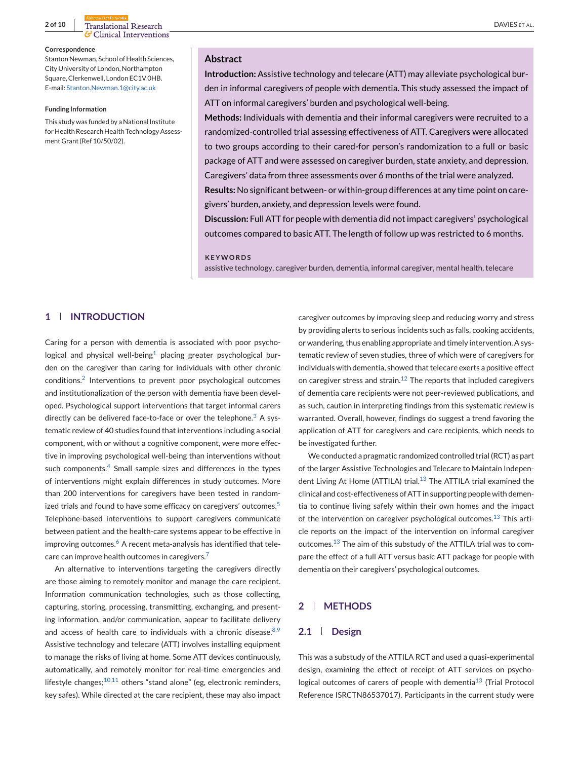**Correspondence**

Stanton Newman, School of Health Sciences, City University of London, Northampton Square, Clerkenwell, London EC1V 0HB.
E-mail: Stanton.Newman.1@city.ac.uk

**Funding Information**

This study was funded by a National Institute for Health Research Health Technology Assessment Grant (Ref 10/50/02).

## Abstract

**Introduction:** Assistive technology and telecare (ATT) may alleviate psychological burden in informal caregivers of people with dementia. This study assessed the impact of ATT on informal caregivers' burden and psychological well-being.

**Methods:** Individuals with dementia and their informal caregivers were recruited to a randomized-controlled trial assessing effectiveness of ATT. Caregivers were allocated to two groups according to their cared-for person's randomization to a full or basic package of ATT and were assessed on caregiver burden, state anxiety, and depression. Caregivers' data from three assessments over 6 months of the trial were analyzed.

**Results:** No significant between- or within-group differences at any time point on caregivers' burden, anxiety, and depression levels were found.

**Discussion:** Full ATT for people with dementia did not impact caregivers' psychological outcomes compared to basic ATT. The length of follow up was restricted to 6 months.

**KEYWORDS**

assistive technology, caregiver burden, dementia, informal caregiver, mental health, telecare

## 1 INTRODUCTION

Caring for a person with dementia is associated with poor psychological and physical well-being[1] placing greater psychological burden on the caregiver than caring for individuals with other chronic conditions.[2] Interventions to prevent poor psychological outcomes and institutionalization of the person with dementia have been developed. Psychological support interventions that target informal carers directly can be delivered face-to-face or over the telephone.[3] A systematic review of 40 studies found that interventions including a social component, with or without a cognitive component, were more effective in improving psychological well-being than interventions without such components.[4] Small sample sizes and differences in the types of interventions might explain differences in study outcomes. More than 200 interventions for caregivers have been tested in randomized trials and found to have some efficacy on caregivers' outcomes.[5] Telephone-based interventions to support caregivers communicate between patient and the health-care systems appear to be effective in improving outcomes.[6] A recent meta-analysis has identified that telecare can improve health outcomes in caregivers.[7]

An alternative to interventions targeting the caregivers directly are those aiming to remotely monitor and manage the care recipient. Information communication technologies, such as those collecting, capturing, storing, processing, transmitting, exchanging, and presenting information, and/or communication, appear to facilitate delivery and access of health care to individuals with a chronic disease.[8,9] Assistive technology and telecare (ATT) involves installing equipment to manage the risks of living at home. Some ATT devices continuously, automatically, and remotely monitor for real-time emergencies and lifestyle changes;[10,11] others "stand alone" (eg, electronic reminders, key safes). While directed at the care recipient, these may also impact caregiver outcomes by improving sleep and reducing worry and stress by providing alerts to serious incidents such as falls, cooking accidents, or wandering, thus enabling appropriate and timely intervention. A systematic review of seven studies, three of which were of caregivers for individuals with dementia, showed that telecare exerts a positive effect on caregiver stress and strain.[12] The reports that included caregivers of dementia care recipients were not peer-reviewed publications, and as such, caution in interpreting findings from this systematic review is warranted. Overall, however, findings do suggest a trend favoring the application of ATT for caregivers and care recipients, which needs to be investigated further.

We conducted a pragmatic randomized controlled trial (RCT) as part of the larger Assistive Technologies and Telecare to Maintain Independent Living At Home (ATTILA) trial.[13] The ATTILA trial examined the clinical and cost-effectiveness of ATT in supporting people with dementia to continue living safely within their own homes and the impact of the intervention on caregiver psychological outcomes.[13] This article reports on the impact of the intervention on informal caregiver outcomes.[13] The aim of this substudy of the ATTILA trial was to compare the effect of a full ATT versus basic ATT package for people with dementia on their caregivers' psychological outcomes.

## 2 METHODS

### 2.1 Design

This was a substudy of the ATTILA RCT and used a quasi-experimental design, examining the effect of receipt of ATT services on psychological outcomes of carers of people with dementia[13] (Trial Protocol Reference ISRCTN86537017). Participants in the current study were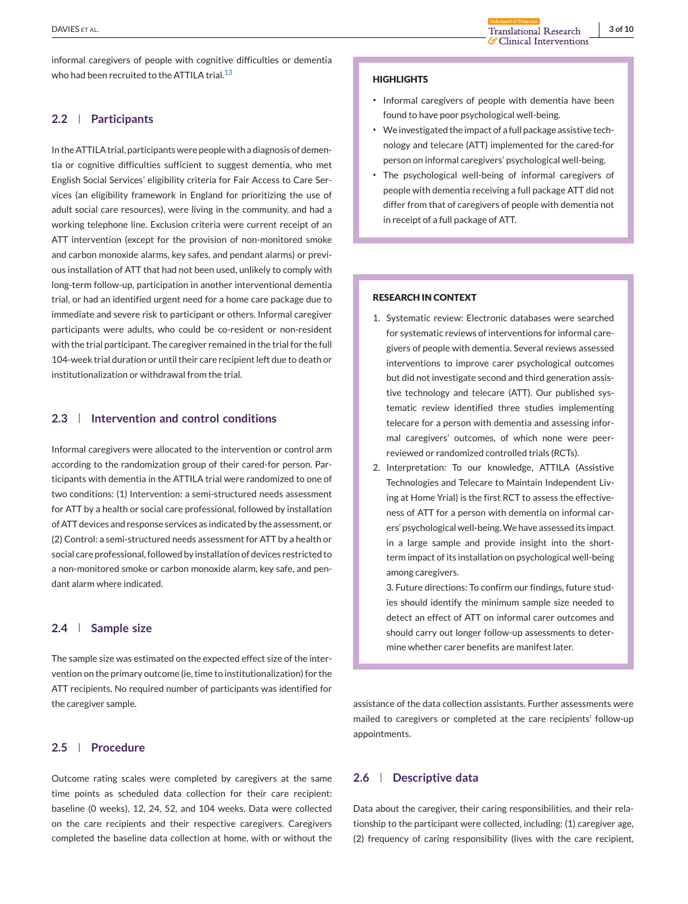informal caregivers of people with cognitive difficulties or dementia who had been recruited to the ATTILA trial.[13]

## 2.2 | Participants

In the ATTILA trial, participants were people with a diagnosis of dementia or cognitive difficulties sufficient to suggest dementia, who met English Social Services' eligibility criteria for Fair Access to Care Services (an eligibility framework in England for prioritizing the use of adult social care resources), were living in the community, and had a working telephone line. Exclusion criteria were current receipt of an ATT intervention (except for the provision of non-monitored smoke and carbon monoxide alarms, key safes, and pendant alarms) or previous installation of ATT that had not been used, unlikely to comply with long-term follow-up, participation in another interventional dementia trial, or had an identified urgent need for a home care package due to immediate and severe risk to participant or others. Informal caregiver participants were adults, who could be co-resident or non-resident with the trial participant. The caregiver remained in the trial for the full 104-week trial duration or until their care recipient left due to death or institutionalization or withdrawal from the trial.

## 2.3 | Intervention and control conditions

Informal caregivers were allocated to the intervention or control arm according to the randomization group of their cared-for person. Participants with dementia in the ATTILA trial were randomized to one of two conditions: (1) Intervention: a semi-structured needs assessment for ATT by a health or social care professional, followed by installation of ATT devices and response services as indicated by the assessment, or (2) Control: a semi-structured needs assessment for ATT by a health or social care professional, followed by installation of devices restricted to a non-monitored smoke or carbon monoxide alarm, key safe, and pendant alarm where indicated.

## 2.4 | Sample size

The sample size was estimated on the expected effect size of the intervention on the primary outcome (ie, time to institutionalization) for the ATT recipients. No required number of participants was identified for the caregiver sample.

## 2.5 | Procedure

Outcome rating scales were completed by caregivers at the same time points as scheduled data collection for their care recipient: baseline (0 weeks), 12, 24, 52, and 104 weeks. Data were collected on the care recipients and their respective caregivers. Caregivers completed the baseline data collection at home, with or without the assistance of the data collection assistants. Further assessments were mailed to caregivers or completed at the care recipients' follow-up appointments.

> **HIGHLIGHTS**
>
> - Informal caregivers of people with dementia have been found to have poor psychological well-being.
> - We investigated the impact of a full package assistive technology and telecare (ATT) implemented for the cared-for person on informal caregivers' psychological well-being.
> - The psychological well-being of informal caregivers of people with dementia receiving a full package ATT did not differ from that of caregivers of people with dementia not in receipt of a full package of ATT.

> **RESEARCH IN CONTEXT**
>
> 1. Systematic review: Electronic databases were searched for systematic reviews of interventions for informal caregivers of people with dementia. Several reviews assessed interventions to improve carer psychological outcomes but did not investigate second and third generation assistive technology and telecare (ATT). Our published systematic review identified three studies implementing telecare for a person with dementia and assessing informal caregivers' outcomes, of which none were peer-reviewed or randomized controlled trials (RCTs).
> 2. Interpretation: To our knowledge, ATTILA (Assistive Technologies and Telecare to Maintain Independent Living at Home Yrial) is the first RCT to assess the effectiveness of ATT for a person with dementia on informal carers' psychological well-being. We have assessed its impact in a large sample and provide insight into the short-term impact of its installation on psychological well-being among caregivers.
>
>    3. Future directions: To confirm our findings, future studies should identify the minimum sample size needed to detect an effect of ATT on informal carer outcomes and should carry out longer follow-up assessments to determine whether carer benefits are manifest later.

## 2.6 | Descriptive data

Data about the caregiver, their caring responsibilities, and their relationship to the participant were collected, including: (1) caregiver age, (2) frequency of caring responsibility (lives with the care recipient,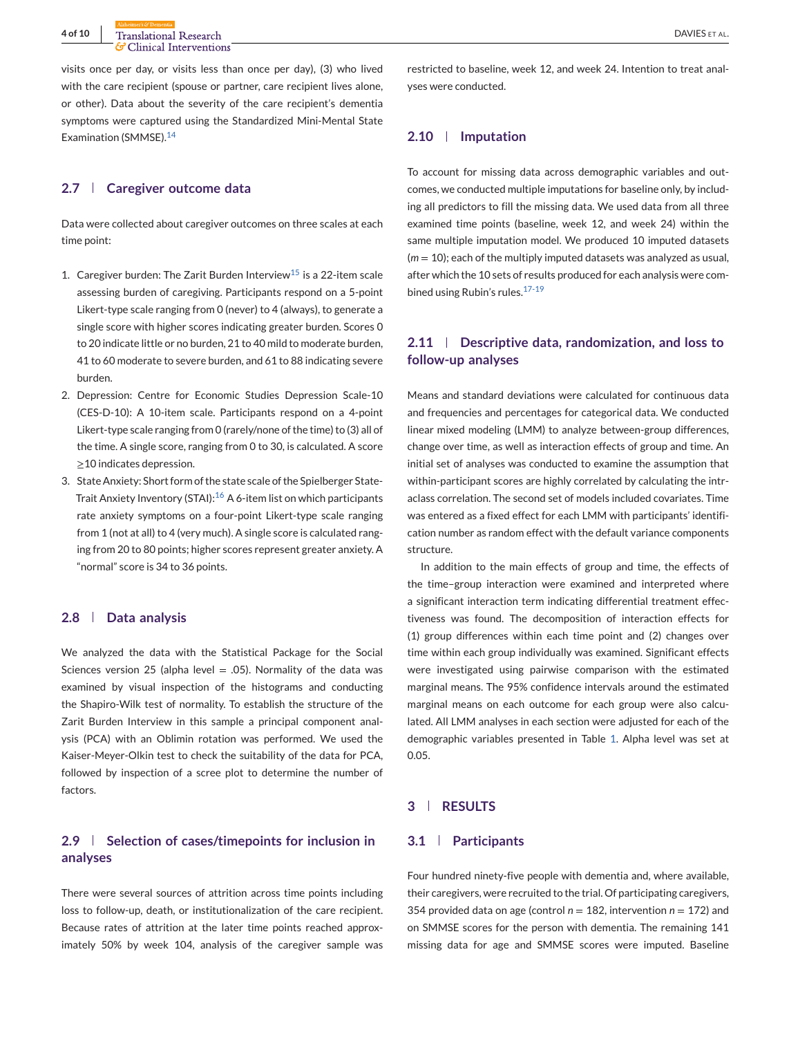visits once per day, or visits less than once per day), (3) who lived with the care recipient (spouse or partner, care recipient lives alone, or other). Data about the severity of the care recipient's dementia symptoms were captured using the Standardized Mini-Mental State Examination (SMMSE).[14]

## 2.7 | Caregiver outcome data

Data were collected about caregiver outcomes on three scales at each time point:

1. Caregiver burden: The Zarit Burden Interview[15] is a 22-item scale assessing burden of caregiving. Participants respond on a 5-point Likert-type scale ranging from 0 (never) to 4 (always), to generate a single score with higher scores indicating greater burden. Scores 0 to 20 indicate little or no burden, 21 to 40 mild to moderate burden, 41 to 60 moderate to severe burden, and 61 to 88 indicating severe burden.
2. Depression: Centre for Economic Studies Depression Scale-10 (CES-D-10): A 10-item scale. Participants respond on a 4-point Likert-type scale ranging from 0 (rarely/none of the time) to (3) all of the time. A single score, ranging from 0 to 30, is calculated. A score ≥10 indicates depression.
3. State Anxiety: Short form of the state scale of the Spielberger State-Trait Anxiety Inventory (STAI):[16] A 6-item list on which participants rate anxiety symptoms on a four-point Likert-type scale ranging from 1 (not at all) to 4 (very much). A single score is calculated ranging from 20 to 80 points; higher scores represent greater anxiety. A "normal" score is 34 to 36 points.

## 2.8 | Data analysis

We analyzed the data with the Statistical Package for the Social Sciences version 25 (alpha level = .05). Normality of the data was examined by visual inspection of the histograms and conducting the Shapiro-Wilk test of normality. To establish the structure of the Zarit Burden Interview in this sample a principal component analysis (PCA) with an Oblimin rotation was performed. We used the Kaiser-Meyer-Olkin test to check the suitability of the data for PCA, followed by inspection of a scree plot to determine the number of factors.

## 2.9 | Selection of cases/timepoints for inclusion in analyses

There were several sources of attrition across time points including loss to follow-up, death, or institutionalization of the care recipient. Because rates of attrition at the later time points reached approximately 50% by week 104, analysis of the caregiver sample was restricted to baseline, week 12, and week 24. Intention to treat analyses were conducted.

## 2.10 | Imputation

To account for missing data across demographic variables and outcomes, we conducted multiple imputations for baseline only, by including all predictors to fill the missing data. We used data from all three examined time points (baseline, week 12, and week 24) within the same multiple imputation model. We produced 10 imputed datasets ($m = 10$); each of the multiply imputed datasets was analyzed as usual, after which the 10 sets of results produced for each analysis were combined using Rubin's rules.[17-19]

## 2.11 | Descriptive data, randomization, and loss to follow-up analyses

Means and standard deviations were calculated for continuous data and frequencies and percentages for categorical data. We conducted linear mixed modeling (LMM) to analyze between-group differences, change over time, as well as interaction effects of group and time. An initial set of analyses was conducted to examine the assumption that within-participant scores are highly correlated by calculating the intraclass correlation. The second set of models included covariates. Time was entered as a fixed effect for each LMM with participants' identification number as random effect with the default variance components structure.

In addition to the main effects of group and time, the effects of the time–group interaction were examined and interpreted where a significant interaction term indicating differential treatment effectiveness was found. The decomposition of interaction effects for (1) group differences within each time point and (2) changes over time within each group individually was examined. Significant effects were investigated using pairwise comparison with the estimated marginal means. The 95% confidence intervals around the estimated marginal means on each outcome for each group were also calculated. All LMM analyses in each section were adjusted for each of the demographic variables presented in Table 1. Alpha level was set at 0.05.

# 3 | RESULTS

## 3.1 | Participants

Four hundred ninety-five people with dementia and, where available, their caregivers, were recruited to the trial. Of participating caregivers, 354 provided data on age (control $n = 182$, intervention $n = 172$) and on SMMSE scores for the person with dementia. The remaining 141 missing data for age and SMMSE scores were imputed. Baseline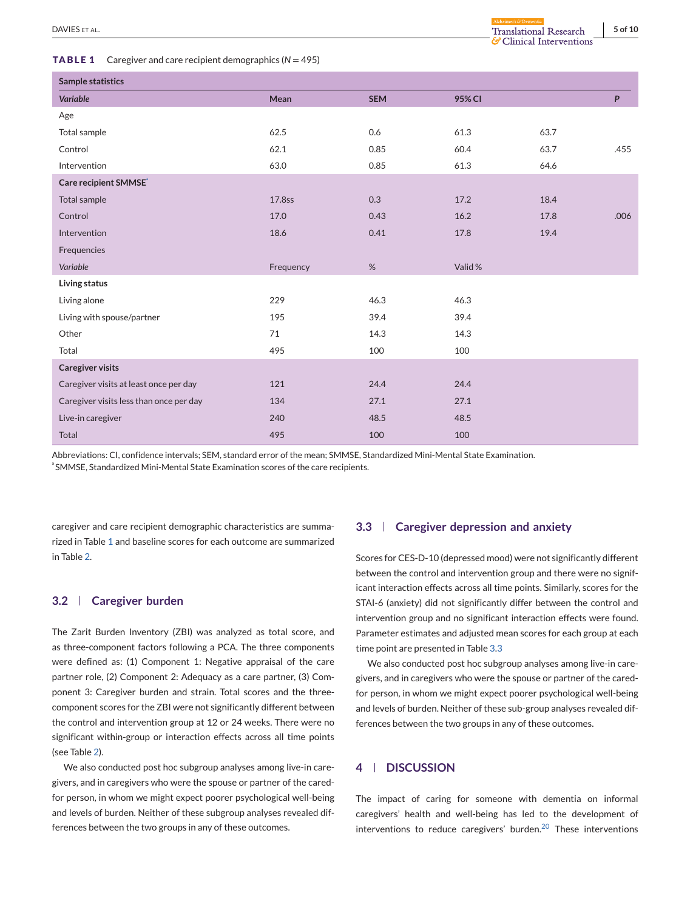**TABLE 1** Caregiver and care recipient demographics ($N = 495$)

| Sample statistics | | | | | |
|---|---|---|---|---|---|
| *Variable* | Mean | SEM | 95% CI | | P |
| Age | | | | | |
| Total sample | 62.5 | 0.6 | 61.3 | 63.7 | |
| Control | 62.1 | 0.85 | 60.4 | 63.7 | .455 |
| Intervention | 63.0 | 0.85 | 61.3 | 64.6 | |
| **Care recipient SMMSE**[a] | | | | | |
| Total sample | 17.8ss | 0.3 | 17.2 | 18.4 | |
| Control | 17.0 | 0.43 | 16.2 | 17.8 | .006 |
| Intervention | 18.6 | 0.41 | 17.8 | 19.4 | |
| Frequencies | | | | | |
| *Variable* | Frequency | % | Valid % | | |
| **Living status** | | | | | |
| Living alone | 229 | 46.3 | 46.3 | | |
| Living with spouse/partner | 195 | 39.4 | 39.4 | | |
| Other | 71 | 14.3 | 14.3 | | |
| Total | 495 | 100 | 100 | | |
| **Caregiver visits** | | | | | |
| Caregiver visits at least once per day | 121 | 24.4 | 24.4 | | |
| Caregiver visits less than once per day | 134 | 27.1 | 27.1 | | |
| Live-in caregiver | 240 | 48.5 | 48.5 | | |
| Total | 495 | 100 | 100 | | |

Abbreviations: CI, confidence intervals; SEM, standard error of the mean; SMMSE, Standardized Mini-Mental State Examination.
[a]SMMSE, Standardized Mini-Mental State Examination scores of the care recipients.

caregiver and care recipient demographic characteristics are summarized in Table 1 and baseline scores for each outcome are summarized in Table 2.

### 3.2 | Caregiver burden

The Zarit Burden Inventory (ZBI) was analyzed as total score, and as three-component factors following a PCA. The three components were defined as: (1) Component 1: Negative appraisal of the care partner role, (2) Component 2: Adequacy as a care partner, (3) Component 3: Caregiver burden and strain. Total scores and the three-component scores for the ZBI were not significantly different between the control and intervention group at 12 or 24 weeks. There were no significant within-group or interaction effects across all time points (see Table 2).

We also conducted post hoc subgroup analyses among live-in caregivers, and in caregivers who were the spouse or partner of the cared-for person, in whom we might expect poorer psychological well-being and levels of burden. Neither of these subgroup analyses revealed differences between the two groups in any of these outcomes.

### 3.3 | Caregiver depression and anxiety

Scores for CES-D-10 (depressed mood) were not significantly different between the control and intervention group and there were no significant interaction effects across all time points. Similarly, scores for the STAI-6 (anxiety) did not significantly differ between the control and intervention group and no significant interaction effects were found. Parameter estimates and adjusted mean scores for each group at each time point are presented in Table 3.3

We also conducted post hoc subgroup analyses among live-in caregivers, and in caregivers who were the spouse or partner of the cared-for person, in whom we might expect poorer psychological well-being and levels of burden. Neither of these sub-group analyses revealed differences between the two groups in any of these outcomes.

## 4 | DISCUSSION

The impact of caring for someone with dementia on informal caregivers' health and well-being has led to the development of interventions to reduce caregivers' burden.[20] These interventions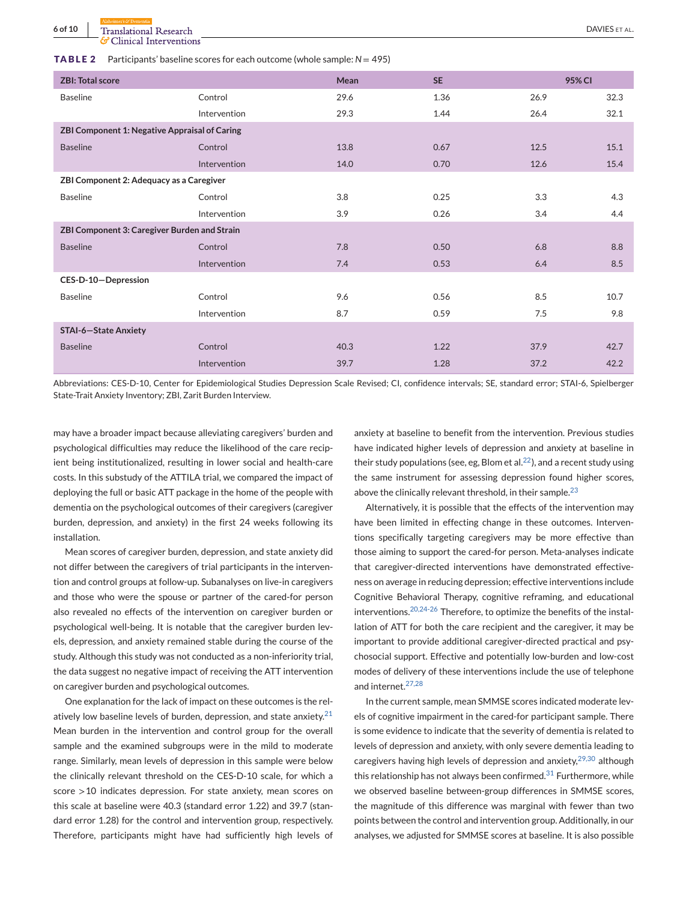**TABLE 2** Participants' baseline scores for each outcome (whole sample: $N = 495$)

| ZBI: Total score | | Mean | SE | 95% CI | |
|---|---|---|---|---|---|
| Baseline | Control | 29.6 | 1.36 | 26.9 | 32.3 |
| | Intervention | 29.3 | 1.44 | 26.4 | 32.1 |
| **ZBI Component 1: Negative Appraisal of Caring** | | | | | |
| Baseline | Control | 13.8 | 0.67 | 12.5 | 15.1 |
| | Intervention | 14.0 | 0.70 | 12.6 | 15.4 |
| **ZBI Component 2: Adequacy as a Caregiver** | | | | | |
| Baseline | Control | 3.8 | 0.25 | 3.3 | 4.3 |
| | Intervention | 3.9 | 0.26 | 3.4 | 4.4 |
| **ZBI Component 3: Caregiver Burden and Strain** | | | | | |
| Baseline | Control | 7.8 | 0.50 | 6.8 | 8.8 |
| | Intervention | 7.4 | 0.53 | 6.4 | 8.5 |
| **CES-D-10—Depression** | | | | | |
| Baseline | Control | 9.6 | 0.56 | 8.5 | 10.7 |
| | Intervention | 8.7 | 0.59 | 7.5 | 9.8 |
| **STAI-6—State Anxiety** | | | | | |
| Baseline | Control | 40.3 | 1.22 | 37.9 | 42.7 |
| | Intervention | 39.7 | 1.28 | 37.2 | 42.2 |

Abbreviations: CES-D-10, Center for Epidemiological Studies Depression Scale Revised; CI, confidence intervals; SE, standard error; STAI-6, Spielberger State-Trait Anxiety Inventory; ZBI, Zarit Burden Interview.

may have a broader impact because alleviating caregivers' burden and psychological difficulties may reduce the likelihood of the care recipient being institutionalized, resulting in lower social and health-care costs. In this substudy of the ATTILA trial, we compared the impact of deploying the full or basic ATT package in the home of the people with dementia on the psychological outcomes of their caregivers (caregiver burden, depression, and anxiety) in the first 24 weeks following its installation.

Mean scores of caregiver burden, depression, and state anxiety did not differ between the caregivers of trial participants in the intervention and control groups at follow-up. Subanalyses on live-in caregivers and those who were the spouse or partner of the cared-for person also revealed no effects of the intervention on caregiver burden or psychological well-being. It is notable that the caregiver burden levels, depression, and anxiety remained stable during the course of the study. Although this study was not conducted as a non-inferiority trial, the data suggest no negative impact of receiving the ATT intervention on caregiver burden and psychological outcomes.

One explanation for the lack of impact on these outcomes is the relatively low baseline levels of burden, depression, and state anxiety.[21] Mean burden in the intervention and control group for the overall sample and the examined subgroups were in the mild to moderate range. Similarly, mean levels of depression in this sample were below the clinically relevant threshold on the CES-D-10 scale, for which a score >10 indicates depression. For state anxiety, mean scores on this scale at baseline were 40.3 (standard error 1.22) and 39.7 (standard error 1.28) for the control and intervention group, respectively. Therefore, participants might have had sufficiently high levels of anxiety at baseline to benefit from the intervention. Previous studies have indicated higher levels of depression and anxiety at baseline in their study populations (see, eg, Blom et al.[22]), and a recent study using the same instrument for assessing depression found higher scores, above the clinically relevant threshold, in their sample.[23]

Alternatively, it is possible that the effects of the intervention may have been limited in effecting change in these outcomes. Interventions specifically targeting caregivers may be more effective than those aiming to support the cared-for person. Meta-analyses indicate that caregiver-directed interventions have demonstrated effectiveness on average in reducing depression; effective interventions include Cognitive Behavioral Therapy, cognitive reframing, and educational interventions.[20,24-26] Therefore, to optimize the benefits of the installation of ATT for both the care recipient and the caregiver, it may be important to provide additional caregiver-directed practical and psychosocial support. Effective and potentially low-burden and low-cost modes of delivery of these interventions include the use of telephone and internet.[27,28]

In the current sample, mean SMMSE scores indicated moderate levels of cognitive impairment in the cared-for participant sample. There is some evidence to indicate that the severity of dementia is related to levels of depression and anxiety, with only severe dementia leading to caregivers having high levels of depression and anxiety,[29,30] although this relationship has not always been confirmed.[31] Furthermore, while we observed baseline between-group differences in SMMSE scores, the magnitude of this difference was marginal with fewer than two points between the control and intervention group. Additionally, in our analyses, we adjusted for SMMSE scores at baseline. It is also possible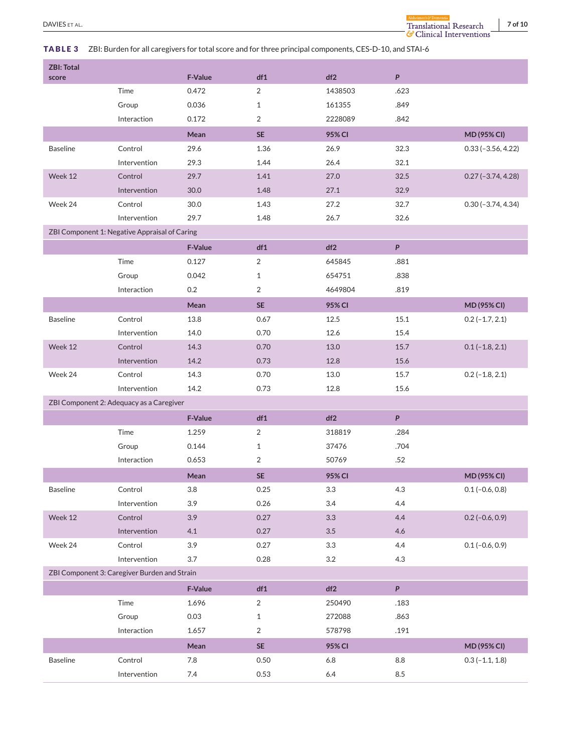**TABLE 3** ZBI: Burden for all caregivers for total score and for three principal components, CES-D-10, and STAI-6

| ZBI: Total score | | F-Value | df1 | df2 | P | |
|---|---|---|---|---|---|---|
| | Time | 0.472 | 2 | 1438503 | .623 | |
| | Group | 0.036 | 1 | 161355 | .849 | |
| | Interaction | 0.172 | 2 | 2228089 | .842 | |
| | | **Mean** | **SE** | **95% CI** | | **MD (95% CI)** |
| Baseline | Control | 29.6 | 1.36 | 26.9 | 32.3 | 0.33 (−3.56, 4.22) |
| | Intervention | 29.3 | 1.44 | 26.4 | 32.1 | |
| Week 12 | Control | 29.7 | 1.41 | 27.0 | 32.5 | 0.27 (−3.74, 4.28) |
| | Intervention | 30.0 | 1.48 | 27.1 | 32.9 | |
| Week 24 | Control | 30.0 | 1.43 | 27.2 | 32.7 | 0.30 (−3.74, 4.34) |
| | Intervention | 29.7 | 1.48 | 26.7 | 32.6 | |
| ZBI Component 1: Negative Appraisal of Caring | | | | | | |
| | | **F-Value** | **df1** | **df2** | ***P*** | |
| | Time | 0.127 | 2 | 645845 | .881 | |
| | Group | 0.042 | 1 | 654751 | .838 | |
| | Interaction | 0.2 | 2 | 4649804 | .819 | |
| | | **Mean** | **SE** | **95% CI** | | **MD (95% CI)** |
| Baseline | Control | 13.8 | 0.67 | 12.5 | 15.1 | 0.2 (−1.7, 2.1) |
| | Intervention | 14.0 | 0.70 | 12.6 | 15.4 | |
| Week 12 | Control | 14.3 | 0.70 | 13.0 | 15.7 | 0.1 (−1.8, 2.1) |
| | Intervention | 14.2 | 0.73 | 12.8 | 15.6 | |
| Week 24 | Control | 14.3 | 0.70 | 13.0 | 15.7 | 0.2 (−1.8, 2.1) |
| | Intervention | 14.2 | 0.73 | 12.8 | 15.6 | |
| ZBI Component 2: Adequacy as a Caregiver | | | | | | |
| | | **F-Value** | **df1** | **df2** | ***P*** | |
| | Time | 1.259 | 2 | 318819 | .284 | |
| | Group | 0.144 | 1 | 37476 | .704 | |
| | Interaction | 0.653 | 2 | 50769 | .52 | |
| | | **Mean** | **SE** | **95% CI** | | **MD (95% CI)** |
| Baseline | Control | 3.8 | 0.25 | 3.3 | 4.3 | 0.1 (−0.6, 0.8) |
| | Intervention | 3.9 | 0.26 | 3.4 | 4.4 | |
| Week 12 | Control | 3.9 | 0.27 | 3.3 | 4.4 | 0.2 (−0.6, 0.9) |
| | Intervention | 4.1 | 0.27 | 3.5 | 4.6 | |
| Week 24 | Control | 3.9 | 0.27 | 3.3 | 4.4 | 0.1 (−0.6, 0.9) |
| | Intervention | 3.7 | 0.28 | 3.2 | 4.3 | |
| ZBI Component 3: Caregiver Burden and Strain | | | | | | |
| | | **F-Value** | **df1** | **df2** | ***P*** | |
| | Time | 1.696 | 2 | 250490 | .183 | |
| | Group | 0.03 | 1 | 272088 | .863 | |
| | Interaction | 1.657 | 2 | 578798 | .191 | |
| | | **Mean** | **SE** | **95% CI** | | **MD (95% CI)** |
| Baseline | Control | 7.8 | 0.50 | 6.8 | 8.8 | 0.3 (−1.1, 1.8) |
| | Intervention | 7.4 | 0.53 | 6.4 | 8.5 | |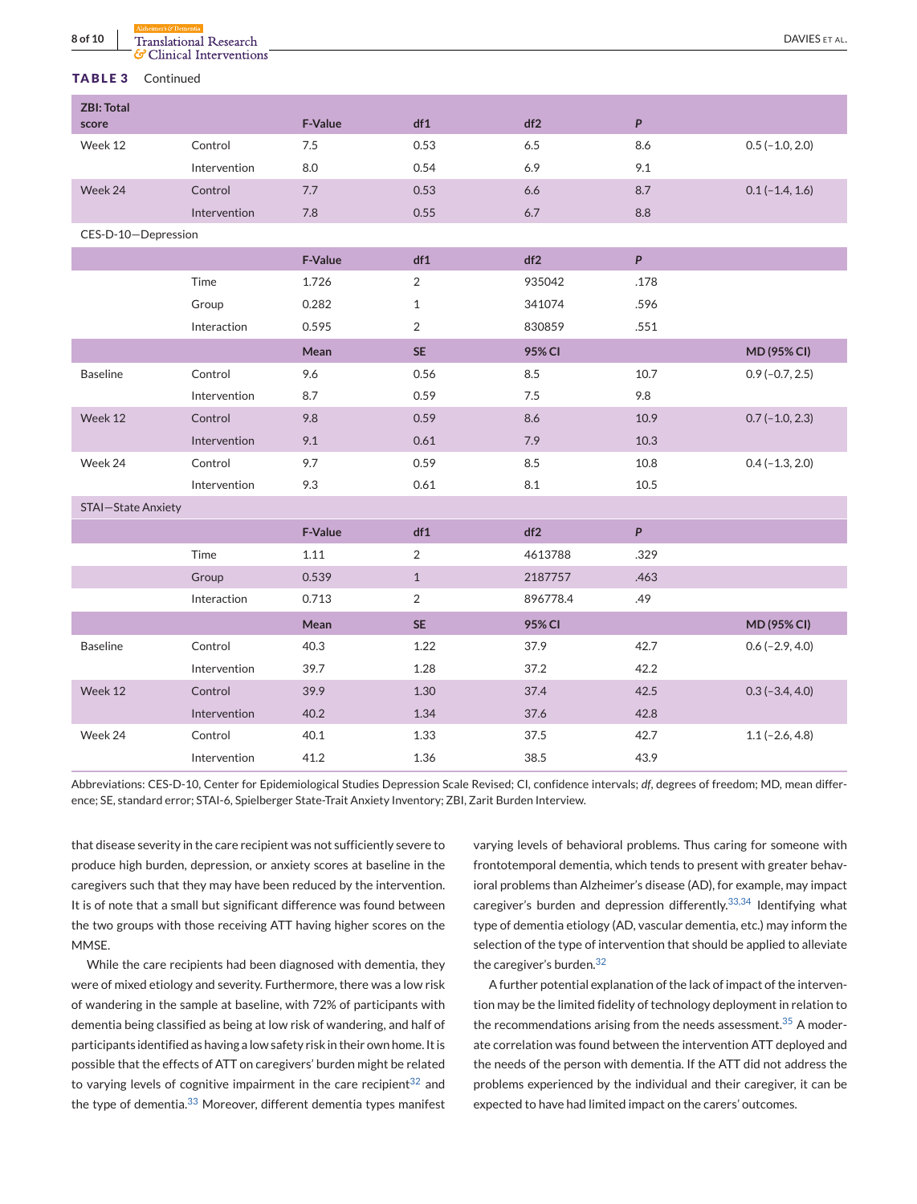**TABLE 3** Continued

| ZBI: Total score | | F-Value | df1 | df2 | *P* | |
|---|---|---|---|---|---|---|
| Week 12 | Control | 7.5 | 0.53 | 6.5 | 8.6 | 0.5 (−1.0, 2.0) |
| | Intervention | 8.0 | 0.54 | 6.9 | 9.1 | |
| Week 24 | Control | 7.7 | 0.53 | 6.6 | 8.7 | 0.1 (−1.4, 1.6) |
| | Intervention | 7.8 | 0.55 | 6.7 | 8.8 | |
| CES-D-10—Depression | | | | | | |
| | | F-Value | df1 | df2 | *P* | |
| | Time | 1.726 | 2 | 935042 | .178 | |
| | Group | 0.282 | 1 | 341074 | .596 | |
| | Interaction | 0.595 | 2 | 830859 | .551 | |
| | | Mean | SE | 95% CI | | MD (95% CI) |
| Baseline | Control | 9.6 | 0.56 | 8.5 | 10.7 | 0.9 (−0.7, 2.5) |
| | Intervention | 8.7 | 0.59 | 7.5 | 9.8 | |
| Week 12 | Control | 9.8 | 0.59 | 8.6 | 10.9 | 0.7 (−1.0, 2.3) |
| | Intervention | 9.1 | 0.61 | 7.9 | 10.3 | |
| Week 24 | Control | 9.7 | 0.59 | 8.5 | 10.8 | 0.4 (−1.3, 2.0) |
| | Intervention | 9.3 | 0.61 | 8.1 | 10.5 | |
| STAI—State Anxiety | | | | | | |
| | | F-Value | df1 | df2 | *P* | |
| | Time | 1.11 | 2 | 4613788 | .329 | |
| | Group | 0.539 | 1 | 2187757 | .463 | |
| | Interaction | 0.713 | 2 | 896778.4 | .49 | |
| | | Mean | SE | 95% CI | | MD (95% CI) |
| Baseline | Control | 40.3 | 1.22 | 37.9 | 42.7 | 0.6 (−2.9, 4.0) |
| | Intervention | 39.7 | 1.28 | 37.2 | 42.2 | |
| Week 12 | Control | 39.9 | 1.30 | 37.4 | 42.5 | 0.3 (−3.4, 4.0) |
| | Intervention | 40.2 | 1.34 | 37.6 | 42.8 | |
| Week 24 | Control | 40.1 | 1.33 | 37.5 | 42.7 | 1.1 (−2.6, 4.8) |
| | Intervention | 41.2 | 1.36 | 38.5 | 43.9 | |

Abbreviations: CES-D-10, Center for Epidemiological Studies Depression Scale Revised; CI, confidence intervals; *df*, degrees of freedom; MD, mean difference; SE, standard error; STAI-6, Spielberger State-Trait Anxiety Inventory; ZBI, Zarit Burden Interview.

that disease severity in the care recipient was not sufficiently severe to produce high burden, depression, or anxiety scores at baseline in the caregivers such that they may have been reduced by the intervention. It is of note that a small but significant difference was found between the two groups with those receiving ATT having higher scores on the MMSE.

While the care recipients had been diagnosed with dementia, they were of mixed etiology and severity. Furthermore, there was a low risk of wandering in the sample at baseline, with 72% of participants with dementia being classified as being at low risk of wandering, and half of participants identified as having a low safety risk in their own home. It is possible that the effects of ATT on caregivers' burden might be related to varying levels of cognitive impairment in the care recipient[32] and the type of dementia.[33] Moreover, different dementia types manifest varying levels of behavioral problems. Thus caring for someone with frontotemporal dementia, which tends to present with greater behavioral problems than Alzheimer's disease (AD), for example, may impact caregiver's burden and depression differently.[33,34] Identifying what type of dementia etiology (AD, vascular dementia, etc.) may inform the selection of the type of intervention that should be applied to alleviate the caregiver's burden.[32]

A further potential explanation of the lack of impact of the intervention may be the limited fidelity of technology deployment in relation to the recommendations arising from the needs assessment.[35] A moderate correlation was found between the intervention ATT deployed and the needs of the person with dementia. If the ATT did not address the problems experienced by the individual and their caregiver, it can be expected to have had limited impact on the carers' outcomes.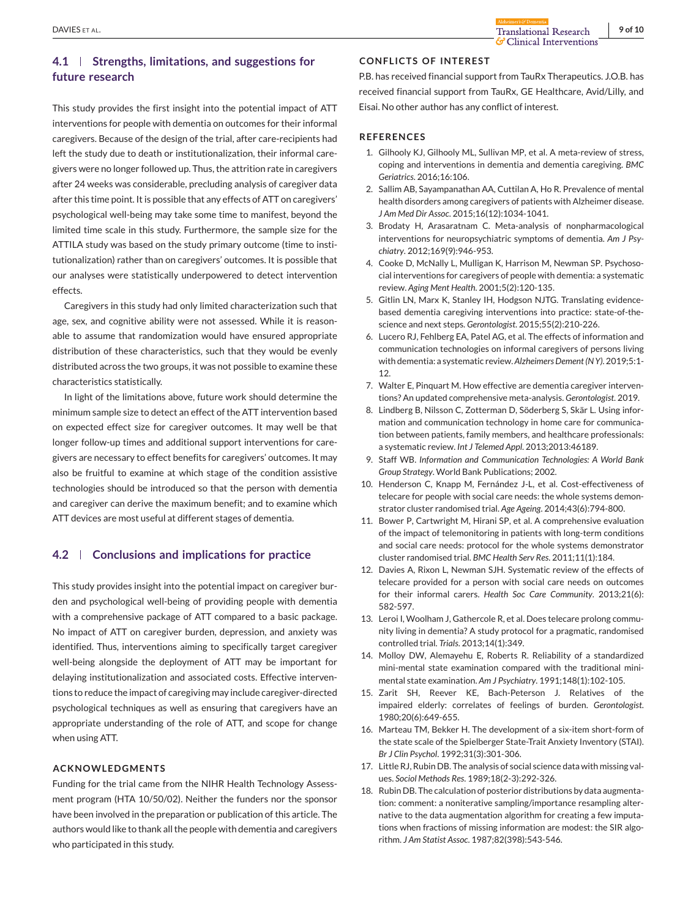### 4.1 | Strengths, limitations, and suggestions for future research

This study provides the first insight into the potential impact of ATT interventions for people with dementia on outcomes for their informal caregivers. Because of the design of the trial, after care-recipients had left the study due to death or institutionalization, their informal caregivers were no longer followed up. Thus, the attrition rate in caregivers after 24 weeks was considerable, precluding analysis of caregiver data after this time point. It is possible that any effects of ATT on caregivers' psychological well-being may take some time to manifest, beyond the limited time scale in this study. Furthermore, the sample size for the ATTILA study was based on the study primary outcome (time to institutionalization) rather than on caregivers' outcomes. It is possible that our analyses were statistically underpowered to detect intervention effects.

Caregivers in this study had only limited characterization such that age, sex, and cognitive ability were not assessed. While it is reasonable to assume that randomization would have ensured appropriate distribution of these characteristics, such that they would be evenly distributed across the two groups, it was not possible to examine these characteristics statistically.

In light of the limitations above, future work should determine the minimum sample size to detect an effect of the ATT intervention based on expected effect size for caregiver outcomes. It may well be that longer follow-up times and additional support interventions for caregivers are necessary to effect benefits for caregivers' outcomes. It may also be fruitful to examine at which stage of the condition assistive technologies should be introduced so that the person with dementia and caregiver can derive the maximum benefit; and to examine which ATT devices are most useful at different stages of dementia.

### 4.2 | Conclusions and implications for practice

This study provides insight into the potential impact on caregiver burden and psychological well-being of providing people with dementia with a comprehensive package of ATT compared to a basic package. No impact of ATT on caregiver burden, depression, and anxiety was identified. Thus, interventions aiming to specifically target caregiver well-being alongside the deployment of ATT may be important for delaying institutionalization and associated costs. Effective interventions to reduce the impact of caregiving may include caregiver-directed psychological techniques as well as ensuring that caregivers have an appropriate understanding of the role of ATT, and scope for change when using ATT.

## ACKNOWLEDGMENTS

Funding for the trial came from the NIHR Health Technology Assessment program (HTA 10/50/02). Neither the funders nor the sponsor have been involved in the preparation or publication of this article. The authors would like to thank all the people with dementia and caregivers who participated in this study.

## CONFLICTS OF INTEREST

P.B. has received financial support from TauRx Therapeutics. J.O.B. has received financial support from TauRx, GE Healthcare, Avid/Lilly, and Eisai. No other author has any conflict of interest.

## REFERENCES

1. Gilhooly KJ, Gilhooly ML, Sullivan MP, et al. A meta-review of stress, coping and interventions in dementia and dementia caregiving. *BMC Geriatrics*. 2016;16:106.
2. Sallim AB, Sayampanathan AA, Cuttilan A, Ho R. Prevalence of mental health disorders among caregivers of patients with Alzheimer disease. *J Am Med Dir Assoc*. 2015;16(12):1034-1041.
3. Brodaty H, Arasaratnam C. Meta-analysis of nonpharmacological interventions for neuropsychiatric symptoms of dementia. *Am J Psychiatry*. 2012;169(9):946-953.
4. Cooke D, McNally L, Mulligan K, Harrison M, Newman SP. Psychosocial interventions for caregivers of people with dementia: a systematic review. *Aging Ment Health*. 2001;5(2):120-135.
5. Gitlin LN, Marx K, Stanley IH, Hodgson NJTG. Translating evidence-based dementia caregiving interventions into practice: state-of-the-science and next steps. *Gerontologist*. 2015;55(2):210-226.
6. Lucero RJ, Fehlberg EA, Patel AG, et al. The effects of information and communication technologies on informal caregivers of persons living with dementia: a systematic review. *Alzheimers Dement (N Y)*. 2019;5:1-12.
7. Walter E, Pinquart M. How effective are dementia caregiver interventions? An updated comprehensive meta-analysis. *Gerontologist*. 2019.
8. Lindberg B, Nilsson C, Zotterman D, Söderberg S, Skär L. Using information and communication technology in home care for communication between patients, family members, and healthcare professionals: a systematic review. *Int J Telemed Appl*. 2013;2013:46189.
9. Staff WB. *Information and Communication Technologies: A World Bank Group Strategy*. World Bank Publications; 2002.
10. Henderson C, Knapp M, Fernández J-L, et al. Cost-effectiveness of telecare for people with social care needs: the whole systems demonstrator cluster randomised trial. *Age Ageing*. 2014;43(6):794-800.
11. Bower P, Cartwright M, Hirani SP, et al. A comprehensive evaluation of the impact of telemonitoring in patients with long-term conditions and social care needs: protocol for the whole systems demonstrator cluster randomised trial. *BMC Health Serv Res*. 2011;11(1):184.
12. Davies A, Rixon L, Newman SJH. Systematic review of the effects of telecare provided for a person with social care needs on outcomes for their informal carers. *Health Soc Care Community*. 2013;21(6): 582-597.
13. Leroi I, Woolham J, Gathercole R, et al. Does telecare prolong community living in dementia? A study protocol for a pragmatic, randomised controlled trial. *Trials*. 2013;14(1):349.
14. Molloy DW, Alemayehu E, Roberts R. Reliability of a standardized mini-mental state examination compared with the traditional mini-mental state examination. *Am J Psychiatry*. 1991;148(1):102-105.
15. Zarit SH, Reever KE, Bach-Peterson J. Relatives of the impaired elderly: correlates of feelings of burden. *Gerontologist*. 1980;20(6):649-655.
16. Marteau TM, Bekker H. The development of a six-item short-form of the state scale of the Spielberger State-Trait Anxiety Inventory (STAI). *Br J Clin Psychol*. 1992;31(3):301-306.
17. Little RJ, Rubin DB. The analysis of social science data with missing values. *Sociol Methods Res*. 1989;18(2-3):292-326.
18. Rubin DB. The calculation of posterior distributions by data augmentation: comment: a noniterative sampling/importance resampling alternative to the data augmentation algorithm for creating a few imputations when fractions of missing information are modest: the SIR algorithm. *J Am Statist Assoc*. 1987;82(398):543-546.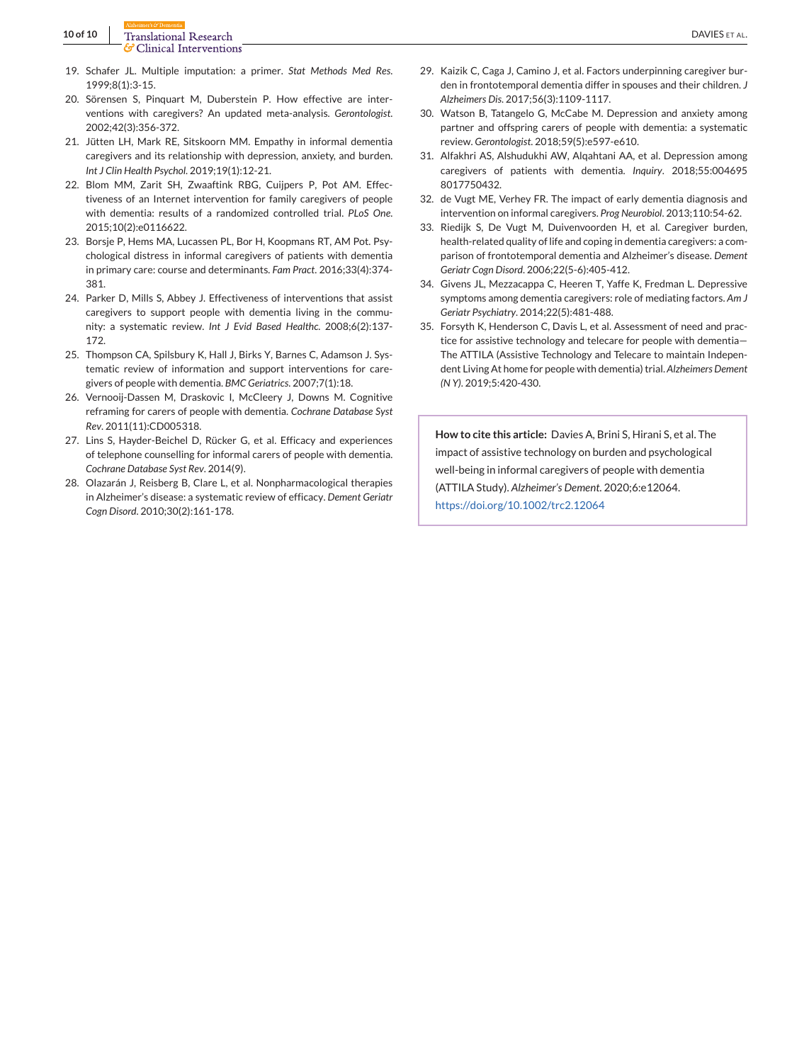19. Schafer JL. Multiple imputation: a primer. *Stat Methods Med Res*. 1999;8(1):3-15.
20. Sörensen S, Pinquart M, Duberstein P. How effective are interventions with caregivers? An updated meta-analysis. *Gerontologist*. 2002;42(3):356-372.
21. Jütten LH, Mark RE, Sitskoorn MM. Empathy in informal dementia caregivers and its relationship with depression, anxiety, and burden. *Int J Clin Health Psychol*. 2019;19(1):12-21.
22. Blom MM, Zarit SH, Zwaaftink RBG, Cuijpers P, Pot AM. Effectiveness of an Internet intervention for family caregivers of people with dementia: results of a randomized controlled trial. *PLoS One*. 2015;10(2):e0116622.
23. Borsje P, Hems MA, Lucassen PL, Bor H, Koopmans RT, AM Pot. Psychological distress in informal caregivers of patients with dementia in primary care: course and determinants. *Fam Pract*. 2016;33(4):374-381.
24. Parker D, Mills S, Abbey J. Effectiveness of interventions that assist caregivers to support people with dementia living in the community: a systematic review. *Int J Evid Based Healthc*. 2008;6(2):137-172.
25. Thompson CA, Spilsbury K, Hall J, Birks Y, Barnes C, Adamson J. Systematic review of information and support interventions for caregivers of people with dementia. *BMC Geriatrics*. 2007;7(1):18.
26. Vernooij-Dassen M, Draskovic I, McCleery J, Downs M. Cognitive reframing for carers of people with dementia. *Cochrane Database Syst Rev*. 2011(11):CD005318.
27. Lins S, Hayder-Beichel D, Rücker G, et al. Efficacy and experiences of telephone counselling for informal carers of people with dementia. *Cochrane Database Syst Rev*. 2014(9).
28. Olazarán J, Reisberg B, Clare L, et al. Nonpharmacological therapies in Alzheimer's disease: a systematic review of efficacy. *Dement Geriatr Cogn Disord*. 2010;30(2):161-178.
29. Kaizik C, Caga J, Camino J, et al. Factors underpinning caregiver burden in frontotemporal dementia differ in spouses and their children. *J Alzheimers Dis*. 2017;56(3):1109-1117.
30. Watson B, Tatangelo G, McCabe M. Depression and anxiety among partner and offspring carers of people with dementia: a systematic review. *Gerontologist*. 2018;59(5):e597-e610.
31. Alfakhri AS, Alshudukhi AW, Alqahtani AA, et al. Depression among caregivers of patients with dementia. *Inquiry*. 2018;55:0046958017750432.
32. de Vugt ME, Verhey FR. The impact of early dementia diagnosis and intervention on informal caregivers. *Prog Neurobiol*. 2013;110:54-62.
33. Riedijk S, De Vugt M, Duivenvoorden H, et al. Caregiver burden, health-related quality of life and coping in dementia caregivers: a comparison of frontotemporal dementia and Alzheimer's disease. *Dement Geriatr Cogn Disord*. 2006;22(5-6):405-412.
34. Givens JL, Mezzacappa C, Heeren T, Yaffe K, Fredman L. Depressive symptoms among dementia caregivers: role of mediating factors. *Am J Geriatr Psychiatry*. 2014;22(5):481-488.
35. Forsyth K, Henderson C, Davis L, et al. Assessment of need and practice for assistive technology and telecare for people with dementia—The ATTILA (Assistive Technology and Telecare to maintain Independent Living At home for people with dementia) trial. *Alzheimers Dement (N Y)*. 2019;5:420-430.

**How to cite this article:** Davies A, Brini S, Hirani S, et al. The impact of assistive technology on burden and psychological well-being in informal caregivers of people with dementia (ATTILA Study). *Alzheimer's Dement*. 2020;6:e12064. https://doi.org/10.1002/trc2.12064